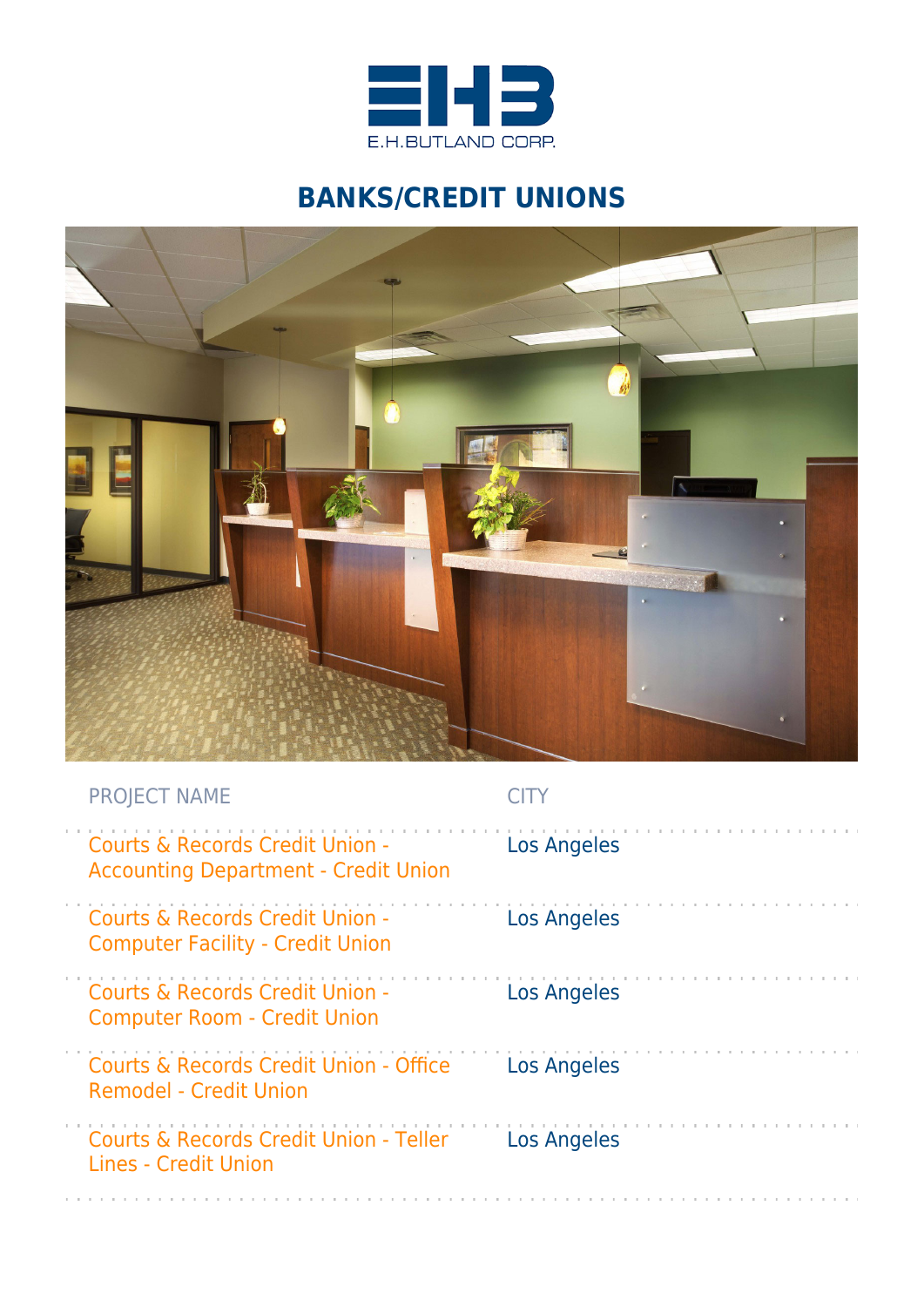E.H.BUTLAND CORP.

# BANKS/CREDIT UNIONS

| PROJECT NAME | CITY |
| --- | --- |
| Courts & Records Credit Union - Accounting Department - Credit Union | Los Angeles |
| Courts & Records Credit Union - Computer Facility - Credit Union | Los Angeles |
| Courts & Records Credit Union - Computer Room - Credit Union | Los Angeles |
| Courts & Records Credit Union - Office Remodel - Credit Union | Los Angeles |
| Courts & Records Credit Union - Teller Lines - Credit Union | Los Angeles |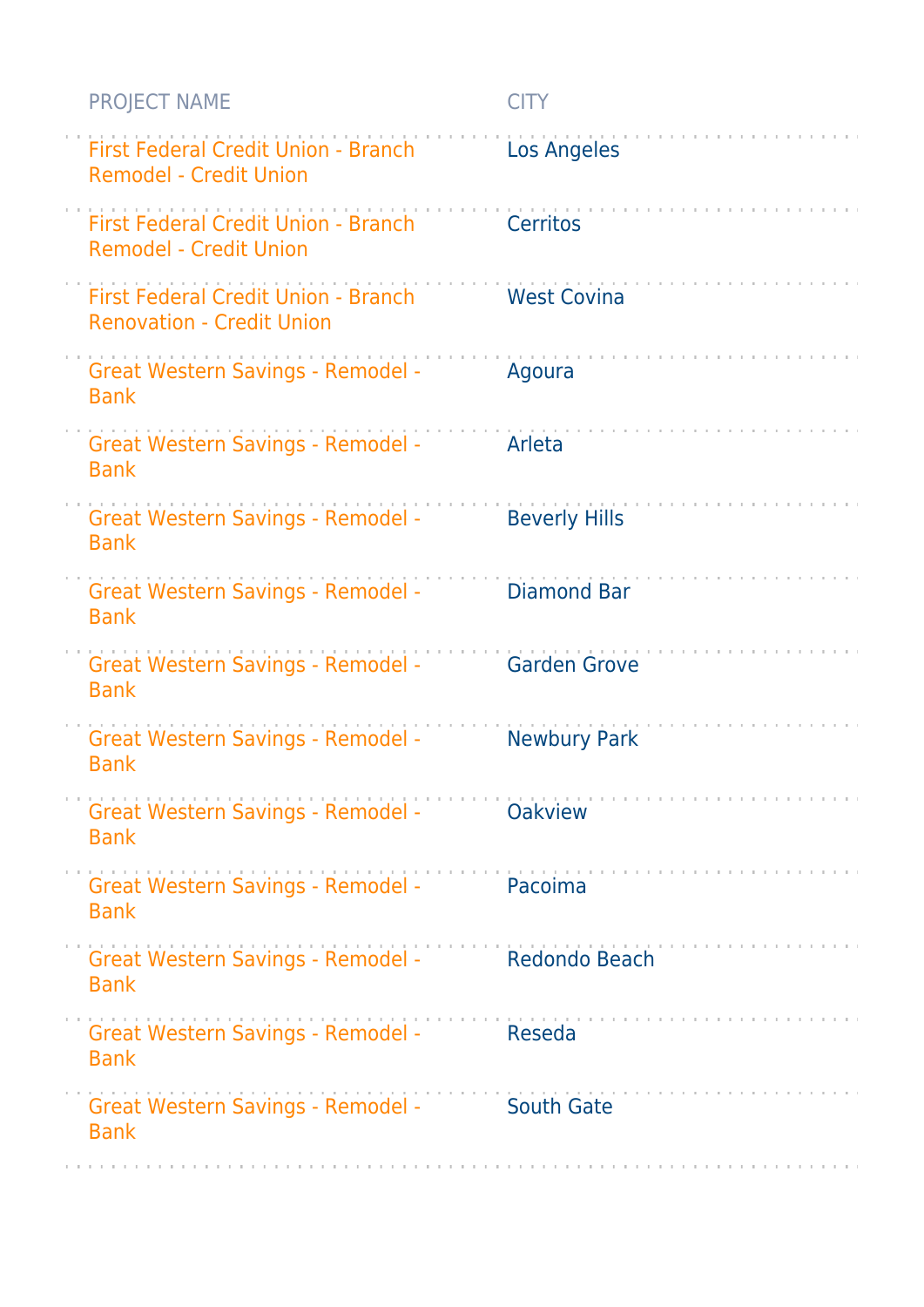| PROJECT NAME | CITY |
| --- | --- |
| First Federal Credit Union - Branch Remodel - Credit Union | Los Angeles |
| First Federal Credit Union - Branch Remodel - Credit Union | Cerritos |
| First Federal Credit Union - Branch Renovation - Credit Union | West Covina |
| Great Western Savings - Remodel - Bank | Agoura |
| Great Western Savings - Remodel - Bank | Arleta |
| Great Western Savings - Remodel - Bank | Beverly Hills |
| Great Western Savings - Remodel - Bank | Diamond Bar |
| Great Western Savings - Remodel - Bank | Garden Grove |
| Great Western Savings - Remodel - Bank | Newbury Park |
| Great Western Savings - Remodel - Bank | Oakview |
| Great Western Savings - Remodel - Bank | Pacoima |
| Great Western Savings - Remodel - Bank | Redondo Beach |
| Great Western Savings - Remodel - Bank | Reseda |
| Great Western Savings - Remodel - Bank | South Gate |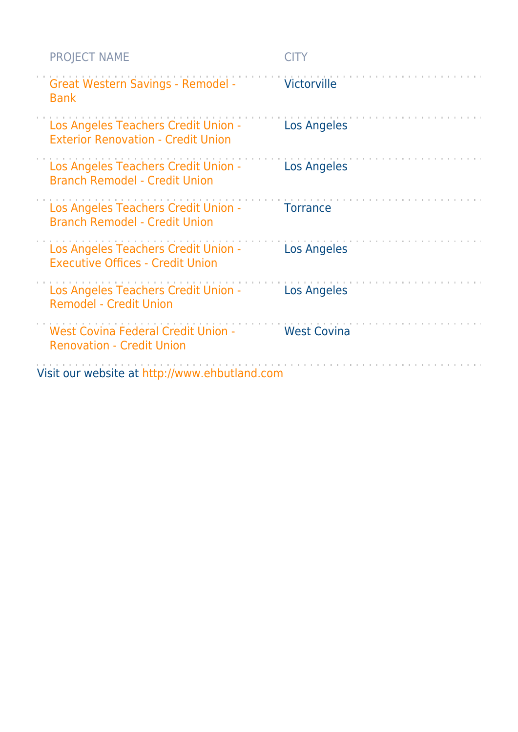| PROJECT NAME | CITY |
| --- | --- |
| Great Western Savings - Remodel - Bank | Victorville |
| Los Angeles Teachers Credit Union - Exterior Renovation - Credit Union | Los Angeles |
| Los Angeles Teachers Credit Union - Branch Remodel - Credit Union | Los Angeles |
| Los Angeles Teachers Credit Union - Branch Remodel - Credit Union | Torrance |
| Los Angeles Teachers Credit Union - Executive Offices - Credit Union | Los Angeles |
| Los Angeles Teachers Credit Union - Remodel - Credit Union | Los Angeles |
| West Covina Federal Credit Union - Renovation - Credit Union | West Covina |

Visit our website at http://www.ehbutland.com